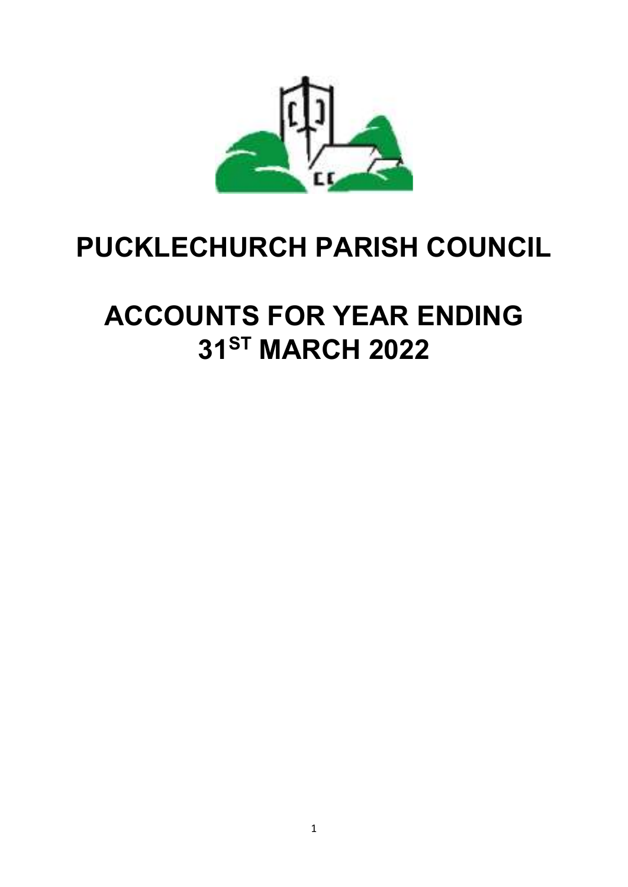# PUCKLECHURCH PARISH COUNCIL

# ACCOUNTS FOR YEAR ENDING 31ST MARCH 2022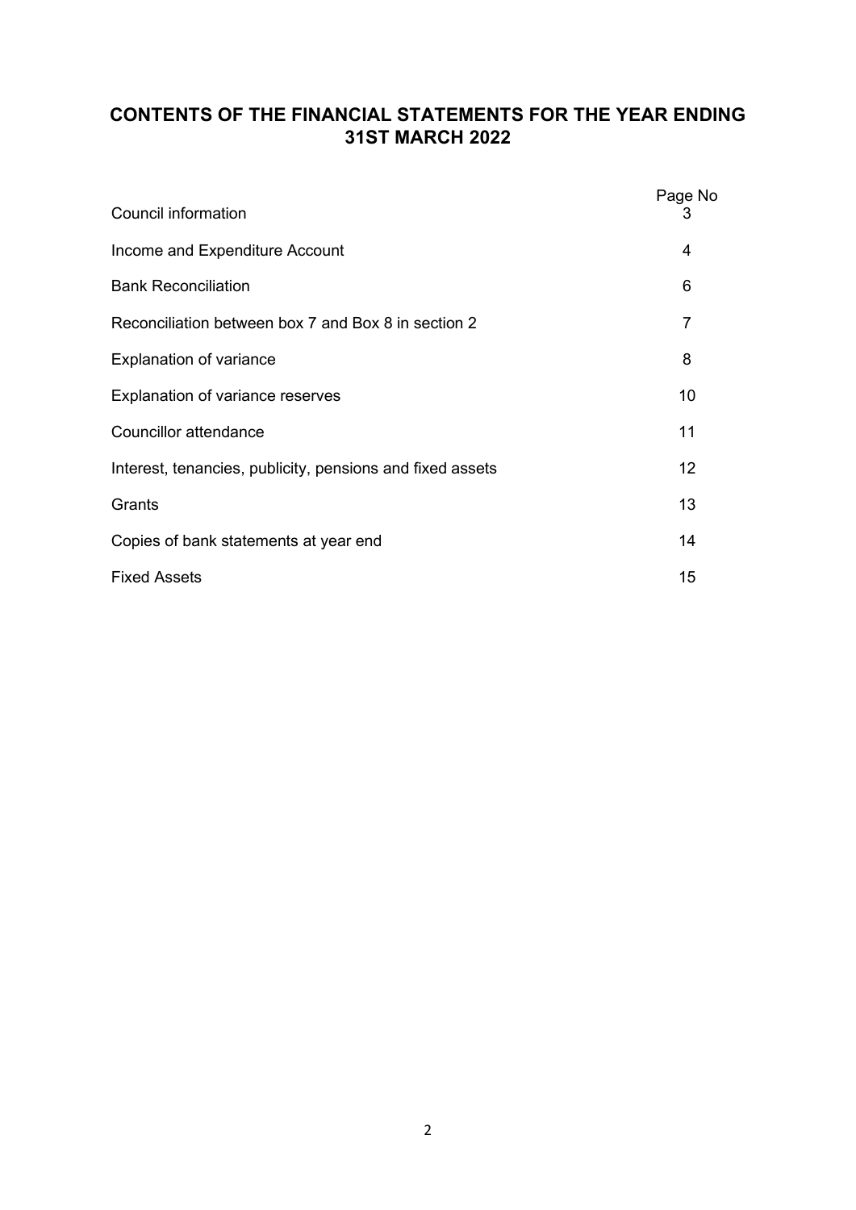# CONTENTS OF THE FINANCIAL STATEMENTS FOR THE YEAR ENDING 31ST MARCH 2022

| | Page No |
|---|---|
| Council information | 3 |
| Income and Expenditure Account | 4 |
| Bank Reconciliation | 6 |
| Reconciliation between box 7 and Box 8 in section 2 | 7 |
| Explanation of variance | 8 |
| Explanation of variance reserves | 10 |
| Councillor attendance | 11 |
| Interest, tenancies, publicity, pensions and fixed assets | 12 |
| Grants | 13 |
| Copies of bank statements at year end | 14 |
| Fixed Assets | 15 |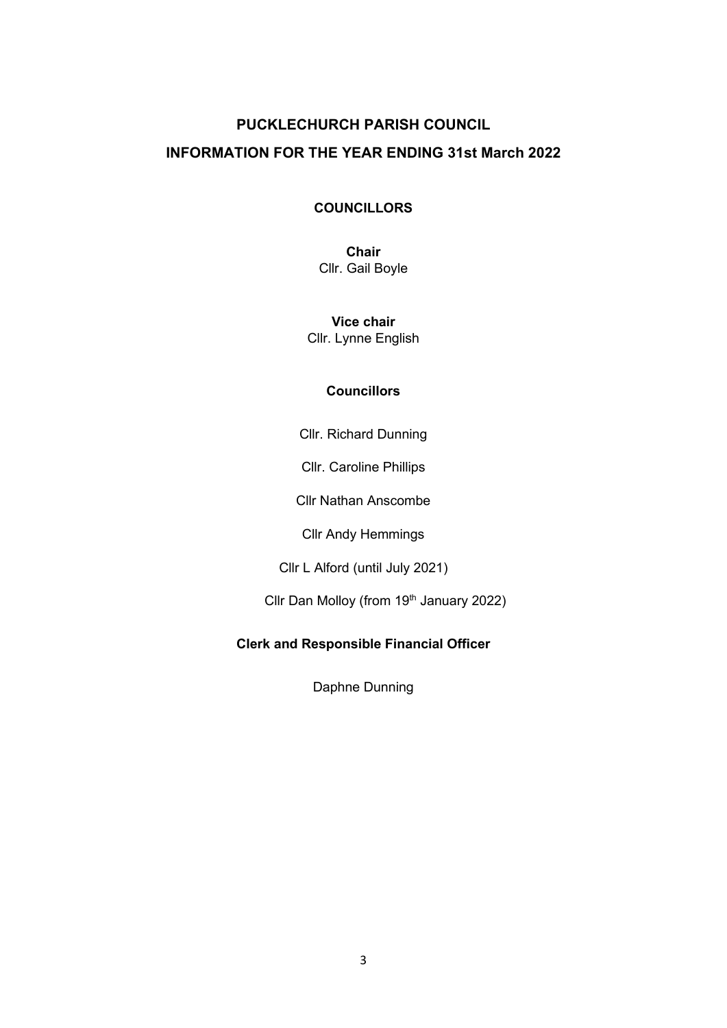# PUCKLECHURCH PARISH COUNCIL

# INFORMATION FOR THE YEAR ENDING 31st March 2022

## COUNCILLORS

**Chair**

Cllr. Gail Boyle

**Vice chair**

Cllr. Lynne English

**Councillors**

Cllr. Richard Dunning

Cllr. Caroline Phillips

Cllr Nathan Anscombe

Cllr Andy Hemmings

Cllr L Alford (until July 2021)

Cllr Dan Molloy (from 19th January 2022)

**Clerk and Responsible Financial Officer**

Daphne Dunning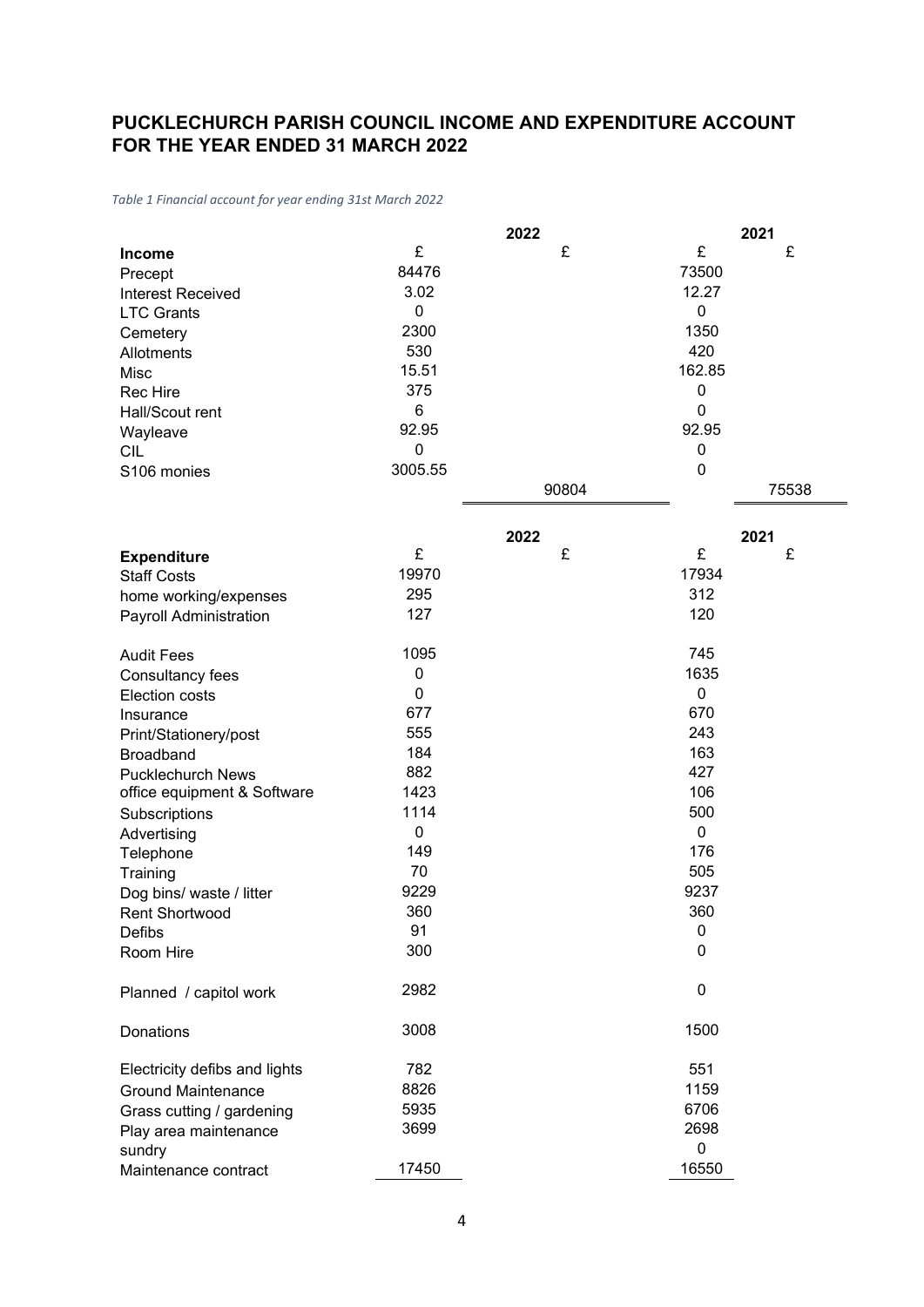## PUCKLECHURCH PARISH COUNCIL INCOME AND EXPENDITURE ACCOUNT FOR THE YEAR ENDED 31 MARCH 2022

*Table 1 Financial account for year ending 31st March 2022*

| | 2022 | | 2021 | |
|---|---|---|---|---|
| **Income** | £ | £ | £ | £ |
| Precept | 84476 | | 73500 | |
| Interest Received | 3.02 | | 12.27 | |
| LTC Grants | 0 | | 0 | |
| Cemetery | 2300 | | 1350 | |
| Allotments | 530 | | 420 | |
| Misc | 15.51 | | 162.85 | |
| Rec Hire | 375 | | 0 | |
| Hall/Scout rent | 6 | | 0 | |
| Wayleave | 92.95 | | 92.95 | |
| CIL | 0 | | 0 | |
| S106 monies | 3005.55 | | 0 | |
| | | 90804 | | 75538 |

| | 2022 | | 2021 | |
|---|---|---|---|---|
| **Expenditure** | £ | £ | £ | £ |
| Staff Costs | 19970 | | 17934 | |
| home working/expenses | 295 | | 312 | |
| Payroll Administration | 127 | | 120 | |
| Audit Fees | 1095 | | 745 | |
| Consultancy fees | 0 | | 1635 | |
| Election costs | 0 | | 0 | |
| Insurance | 677 | | 670 | |
| Print/Stationery/post | 555 | | 243 | |
| Broadband | 184 | | 163 | |
| Pucklechurch News | 882 | | 427 | |
| office equipment & Software | 1423 | | 106 | |
| Subscriptions | 1114 | | 500 | |
| Advertising | 0 | | 0 | |
| Telephone | 149 | | 176 | |
| Training | 70 | | 505 | |
| Dog bins/ waste / litter | 9229 | | 9237 | |
| Rent Shortwood | 360 | | 360 | |
| Defibs | 91 | | 0 | |
| Room Hire | 300 | | 0 | |
| Planned / capitol work | 2982 | | 0 | |
| Donations | 3008 | | 1500 | |
| Electricity defibs and lights | 782 | | 551 | |
| Ground Maintenance | 8826 | | 1159 | |
| Grass cutting / gardening | 5935 | | 6706 | |
| Play area maintenance | 3699 | | 2698 | |
| sundry | | | 0 | |
| Maintenance contract | 17450 | | 16550 | |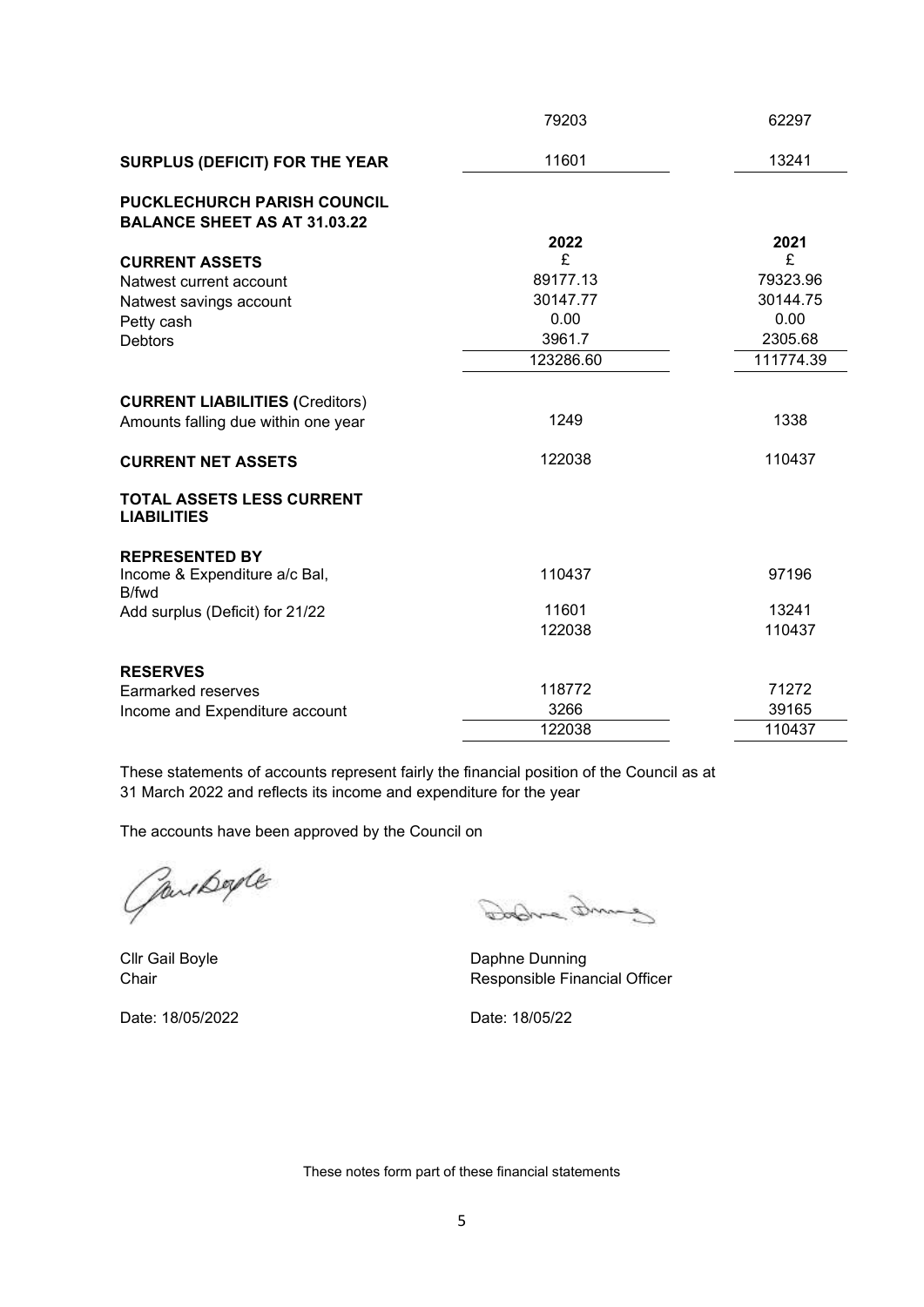| | | |
|---|---|---|
| | 79203 | 62297 |
| **SURPLUS (DEFICIT) FOR THE YEAR** | 11601 | 13241 |

**PUCKLECHURCH PARISH COUNCIL**
**BALANCE SHEET AS AT 31.03.22**

| | 2022 | 2021 |
|---|---|---|
| **CURRENT ASSETS** | £ | £ |
| Natwest current account | 89177.13 | 79323.96 |
| Natwest savings account | 30147.77 | 30144.75 |
| Petty cash | 0.00 | 0.00 |
| Debtors | 3961.7 | 2305.68 |
| | 123286.60 | 111774.39 |
| **CURRENT LIABILITIES (**Creditors) | | |
| Amounts falling due within one year | 1249 | 1338 |
| **CURRENT NET ASSETS** | 122038 | 110437 |
| **TOTAL ASSETS LESS CURRENT LIABILITIES** | | |
| **REPRESENTED BY** | | |
| Income & Expenditure a/c Bal, B/fwd | 110437 | 97196 |
| Add surplus (Deficit) for 21/22 | 11601 | 13241 |
| | 122038 | 110437 |
| **RESERVES** | | |
| Earmarked reserves | 118772 | 71272 |
| Income and Expenditure account | 3266 | 39165 |
| | 122038 | 110437 |

These statements of accounts represent fairly the financial position of the Council as at 31 March 2022 and reflects its income and expenditure for the year

The accounts have been approved by the Council on

Cllr Gail Boyle
Chair

Date: 18/05/2022

Daphne Dunning
Responsible Financial Officer

Date: 18/05/22

These notes form part of these financial statements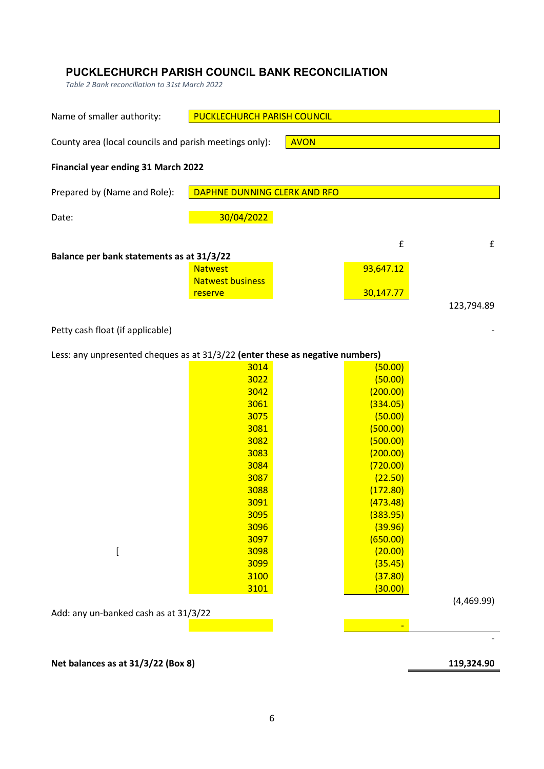## PUCKLECHURCH PARISH COUNCIL BANK RECONCILIATION

*Table 2 Bank reconciliation to 31st March 2022*

Name of smaller authority: PUCKLECHURCH PARISH COUNCIL

County area (local councils and parish meetings only): AVON

**Financial year ending 31 March 2022**

Prepared by (Name and Role): DAPHNE DUNNING CLERK AND RFO

Date: 30/04/2022

| | | £ | £ |
|---|---|---|---|
| **Balance per bank statements as at 31/3/22** | | | |
| | Natwest | 93,647.12 | |
| | Natwest business reserve | 30,147.77 | |
| | | | 123,794.89 |
| Petty cash float (if applicable) | | | - |
| Less: any unpresented cheques as at 31/3/22 **(enter these as negative numbers)** | | | |
| | 3014 | (50.00) | |
| | 3022 | (50.00) | |
| | 3042 | (200.00) | |
| | 3061 | (334.05) | |
| | 3075 | (50.00) | |
| | 3081 | (500.00) | |
| | 3082 | (500.00) | |
| | 3083 | (200.00) | |
| | 3084 | (720.00) | |
| | 3087 | (22.50) | |
| | 3088 | (172.80) | |
| | 3091 | (473.48) | |
| | 3095 | (383.95) | |
| | 3096 | (39.96) | |
| | 3097 | (650.00) | |
| [ | 3098 | (20.00) | |
| | 3099 | (35.45) | |
| | 3100 | (37.80) | |
| | 3101 | (30.00) | |
| | | | (4,469.99) |
| Add: any un-banked cash as at 31/3/22 | | | |
| | | - | |
| | | | - |
| **Net balances as at 31/3/22 (Box 8)** | | | **119,324.90** |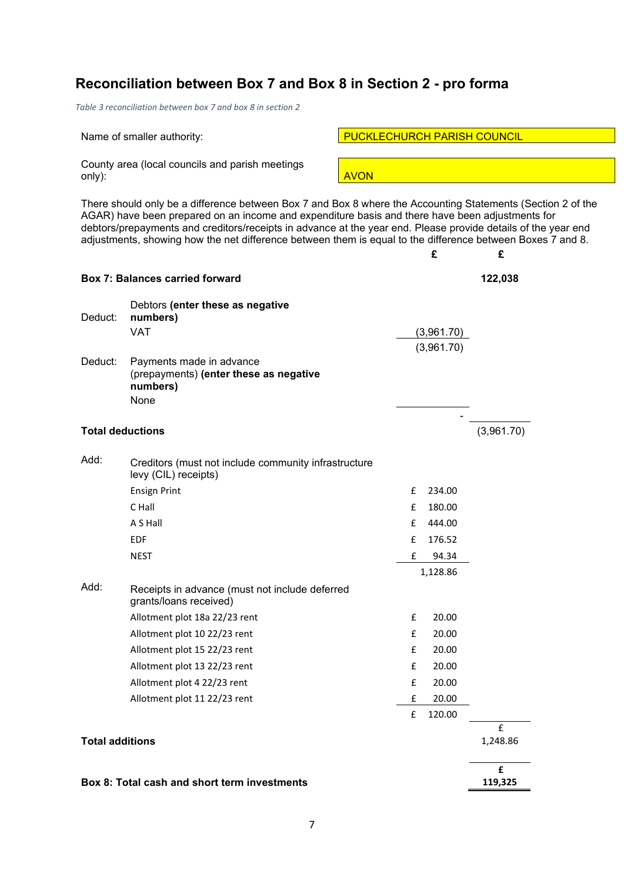## Reconciliation between Box 7 and Box 8 in Section 2 - pro forma

*Table 3 reconciliation between box 7 and box 8 in section 2*

| | |
|---|---|
| Name of smaller authority: | PUCKLECHURCH PARISH COUNCIL |
| County area (local councils and parish meetings only): | AVON |

There should only be a difference between Box 7 and Box 8 where the Accounting Statements (Section 2 of the AGAR) have been prepared on an income and expenditure basis and there have been adjustments for debtors/prepayments and creditors/receipts in advance at the year end. Please provide details of the year end adjustments, showing how the net difference between them is equal to the difference between Boxes 7 and 8.

| | | £ | £ |
|---|---|---|---|
| **Box 7: Balances carried forward** | | | 122,038 |
| Deduct: | Debtors **(enter these as negative numbers)** | | |
| | VAT | (3,961.70) | |
| | | (3,961.70) | |
| Deduct: | Payments made in advance (prepayments) **(enter these as negative numbers)** | | |
| | None | | |
| | | - | |
| **Total deductions** | | | (3,961.70) |
| Add: | Creditors (must not include community infrastructure levy (CIL) receipts) | | |
| | Ensign Print | £ 234.00 | |
| | C Hall | £ 180.00 | |
| | A S Hall | £ 444.00 | |
| | EDF | £ 176.52 | |
| | NEST | £ 94.34 | |
| | | 1,128.86 | |
| Add: | Receipts in advance (must not include deferred grants/loans received) | | |
| | Allotment plot 18a 22/23 rent | £ 20.00 | |
| | Allotment plot 10 22/23 rent | £ 20.00 | |
| | Allotment plot 15 22/23 rent | £ 20.00 | |
| | Allotment plot 13 22/23 rent | £ 20.00 | |
| | Allotment plot 4 22/23 rent | £ 20.00 | |
| | Allotment plot 11 22/23 rent | £ 20.00 | |
| | | £ 120.00 | |
| **Total additions** | | | £ 1,248.86 |
| **Box 8: Total cash and short term investments** | | | **£ 119,325** |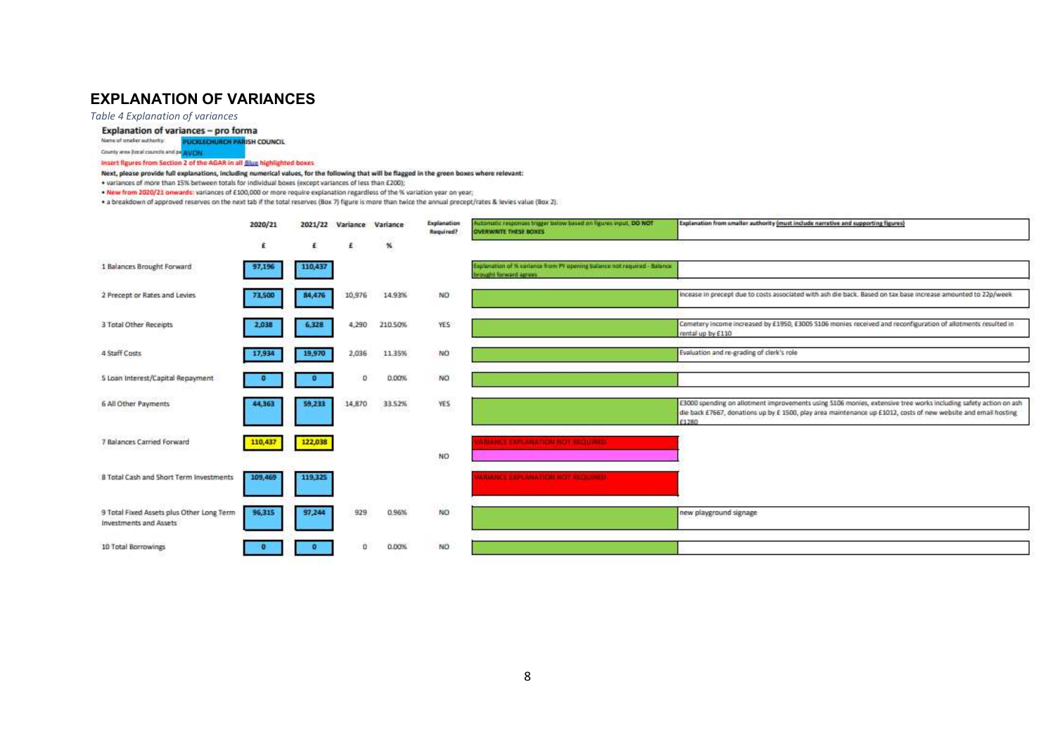# EXPLANATION OF VARIANCES

*Table 4 Explanation of variances*

**Explanation of variances – pro forma**

Name of smaller authority: **PUCKLECHURCH PARISH COUNCIL**

County area (local councils and parish meetings only): **AVON**

**Insert figures from Section 2 of the AGAR in all Blue highlighted boxes**

**Next, please provide full explanations, including numerical values, for the following that will be flagged in the green boxes where relevant:**

- variances of more than 15% between totals for individual boxes (except variances of less than £200);
- New from 2020/21 onwards: variances of £100,000 or more require explanation regardless of the % variation year on year;
- a breakdown of approved reserves on the next tab if the total reserves (Box 7) figure is more than twice the annual precept/rates & levies value (Box 2).

| | 2020/21 | 2021/22 | Variance | Variance | Explanation Required? | Automatic responses trigger below based on figures input, DO NOT OVERWRITE THESE BOXES | Explanation from smaller authority (must include narrative and supporting figures) |
|---|---|---|---|---|---|---|---|
| | £ | £ | £ | % | | | |
| 1 Balances Brought Forward | 97,196 | 110,437 | | | | Explanation of % variance from PY opening balance not required - Balance brought forward agrees | |
| 2 Precept or Rates and Levies | 73,500 | 84,476 | 10,976 | 14.93% | NO | | Increase in precept due to costs associated with ash die back. Based on tax base increase amounted to 22p/week |
| 3 Total Other Receipts | 2,038 | 6,328 | 4,290 | 210.50% | YES | | Cemetery income increased by £1950, £3005 S106 monies received and reconfiguration of allotments resulted in rental up by £110 |
| 4 Staff Costs | 17,934 | 19,970 | 2,036 | 11.35% | NO | | Evaluation and re-grading of clerk's role |
| 5 Loan Interest/Capital Repayment | 0 | 0 | 0 | 0.00% | NO | | |
| 6 All Other Payments | 44,363 | 59,233 | 14,870 | 33.52% | YES | | £3000 spending on allotment improvements using S106 monies, extensive tree works including safety action on ash die back £7667, donations up by £ 1500, play area maintenance up £1012, costs of new website and email hosting £1280 |
| 7 Balances Carried Forward | 110,437 | 122,038 | | | NO | VARIANCE EXPLANATION NOT REQUIRED | |
| 8 Total Cash and Short Term Investments | 109,469 | 119,325 | | | | VARIANCE EXPLANATION NOT REQUIRED | |
| 9 Total Fixed Assets plus Other Long Term Investments and Assets | 96,315 | 97,244 | 929 | 0.96% | NO | | new playground signage |
| 10 Total Borrowings | 0 | 0 | 0 | 0.00% | NO | | |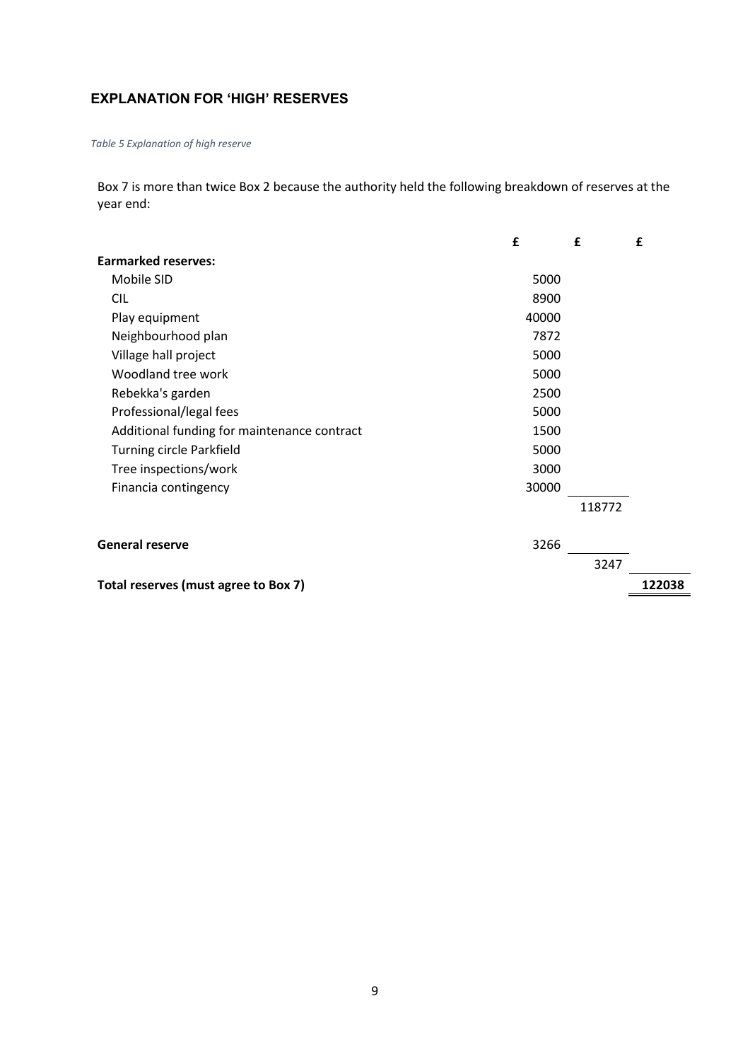## EXPLANATION FOR 'HIGH' RESERVES

*Table 5 Explanation of high reserve*

Box 7 is more than twice Box 2 because the authority held the following breakdown of reserves at the year end:

| | £ | £ | £ |
|---|---|---|---|
| **Earmarked reserves:** | | | |
| Mobile SID | 5000 | | |
| CIL | 8900 | | |
| Play equipment | 40000 | | |
| Neighbourhood plan | 7872 | | |
| Village hall project | 5000 | | |
| Woodland tree work | 5000 | | |
| Rebekka's garden | 2500 | | |
| Professional/legal fees | 5000 | | |
| Additional funding for maintenance contract | 1500 | | |
| Turning circle Parkfield | 5000 | | |
| Tree inspections/work | 3000 | | |
| Financia contingency | 30000 | | |
| | | 118772 | |
| **General reserve** | 3266 | | |
| | | 3247 | |
| **Total reserves (must agree to Box 7)** | | | **122038** |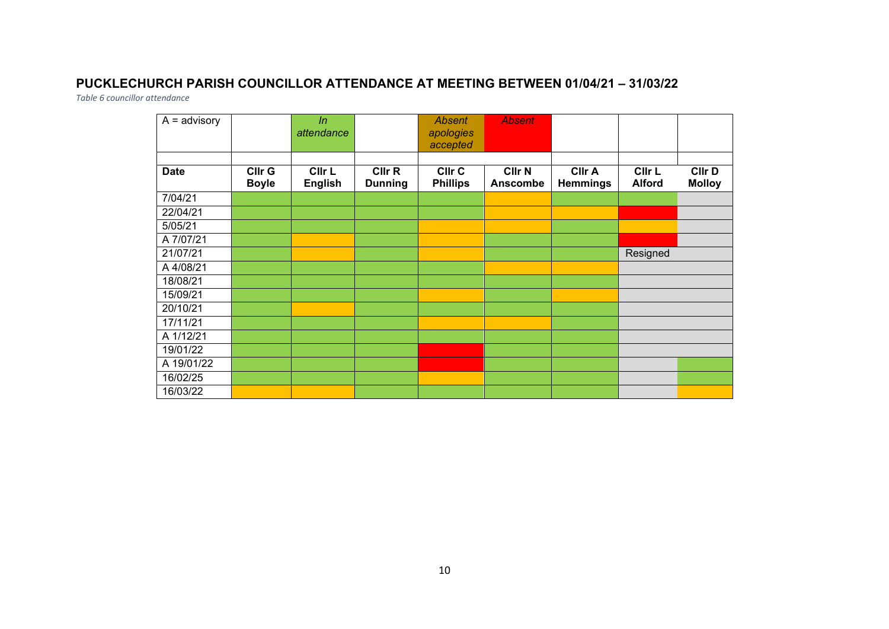## PUCKLECHURCH PARISH COUNCILLOR ATTENDANCE AT MEETING BETWEEN 01/04/21 – 31/03/22

*Table 6 councillor attendance*

| A = advisory | | *In attendance* | | *Absent apologies accepted* | *Absent* | | | |
|---|---|---|---|---|---|---|---|---|
| | | | | | | | | |
| **Date** | **Cllr G Boyle** | **Cllr L English** | **Cllr R Dunning** | **Cllr C Phillips** | **Cllr N Anscombe** | **Cllr A Hemmings** | **Cllr L Alford** | **Cllr D Molloy** |
| 7/04/21 | In attendance | In attendance | In attendance | In attendance | Absent apologies accepted | In attendance | In attendance | |
| 22/04/21 | In attendance | In attendance | In attendance | In attendance | Absent apologies accepted | Absent apologies accepted | Absent | |
| 5/05/21 | In attendance | In attendance | In attendance | Absent apologies accepted | Absent apologies accepted | In attendance | Absent apologies accepted | |
| A 7/07/21 | In attendance | Absent apologies accepted | In attendance | Absent apologies accepted | In attendance | In attendance | Absent | |
| 21/07/21 | In attendance | Absent apologies accepted | In attendance | Absent apologies accepted | In attendance | In attendance | Resigned | |
| A 4/08/21 | In attendance | In attendance | In attendance | In attendance | Absent apologies accepted | Absent apologies accepted | | |
| 18/08/21 | In attendance | In attendance | In attendance | In attendance | In attendance | In attendance | | |
| 15/09/21 | In attendance | In attendance | In attendance | Absent apologies accepted | In attendance | Absent apologies accepted | | |
| 20/10/21 | In attendance | Absent apologies accepted | In attendance | In attendance | In attendance | In attendance | | |
| 17/11/21 | In attendance | In attendance | In attendance | Absent apologies accepted | Absent apologies accepted | In attendance | | |
| A 1/12/21 | In attendance | In attendance | In attendance | In attendance | In attendance | In attendance | | |
| 19/01/22 | In attendance | In attendance | In attendance | Absent | In attendance | In attendance | | |
| A 19/01/22 | In attendance | In attendance | In attendance | Absent | In attendance | In attendance | | In attendance |
| 16/02/25 | In attendance | In attendance | In attendance | Absent apologies accepted | In attendance | In attendance | | In attendance |
| 16/03/22 | Absent apologies accepted | Absent apologies accepted | In attendance | In attendance | In attendance | In attendance | | Absent apologies accepted |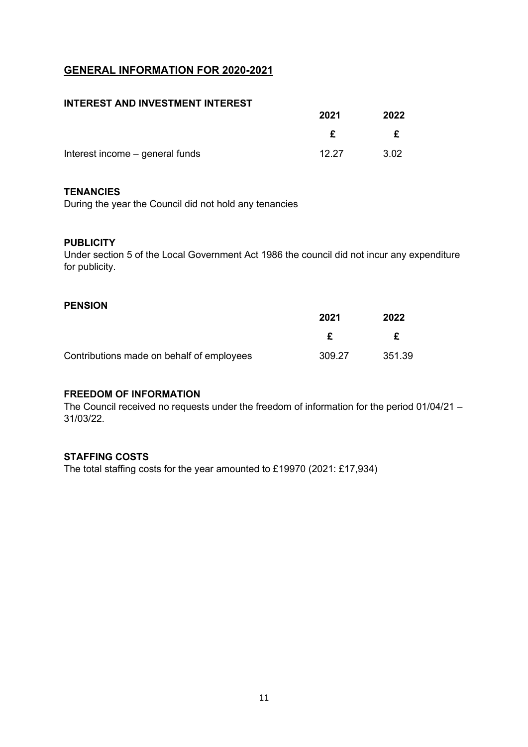## GENERAL INFORMATION FOR 2020-2021

### INTEREST AND INVESTMENT INTEREST

| | 2021 | 2022 |
|---|---|---|
| | £ | £ |
| Interest income – general funds | 12.27 | 3.02 |

### TENANCIES

During the year the Council did not hold any tenancies

### PUBLICITY

Under section 5 of the Local Government Act 1986 the council did not incur any expenditure for publicity.

### PENSION

| | 2021 | 2022 |
|---|---|---|
| | £ | £ |
| Contributions made on behalf of employees | 309.27 | 351.39 |

### FREEDOM OF INFORMATION

The Council received no requests under the freedom of information for the period 01/04/21 – 31/03/22.

### STAFFING COSTS

The total staffing costs for the year amounted to £19970 (2021: £17,934)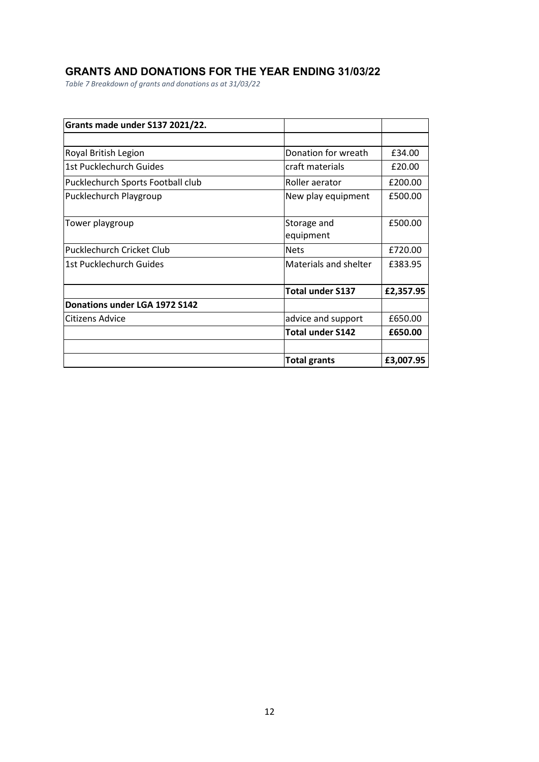## GRANTS AND DONATIONS FOR THE YEAR ENDING 31/03/22

*Table 7 Breakdown of grants and donations as at 31/03/22*

| **Grants made under S137 2021/22.** | | |
|---|---|---|
| | | |
| Royal British Legion | Donation for wreath | £34.00 |
| 1st Pucklechurch Guides | craft materials | £20.00 |
| Pucklechurch Sports Football club | Roller aerator | £200.00 |
| Pucklechurch Playgroup | New play equipment | £500.00 |
| Tower playgroup | Storage and equipment | £500.00 |
| Pucklechurch Cricket Club | Nets | £720.00 |
| 1st Pucklechurch Guides | Materials and shelter | £383.95 |
| | **Total under S137** | **£2,357.95** |
| **Donations under LGA 1972 S142** | | |
| Citizens Advice | advice and support | £650.00 |
| | **Total under S142** | **£650.00** |
| | | |
| | **Total grants** | **£3,007.95** |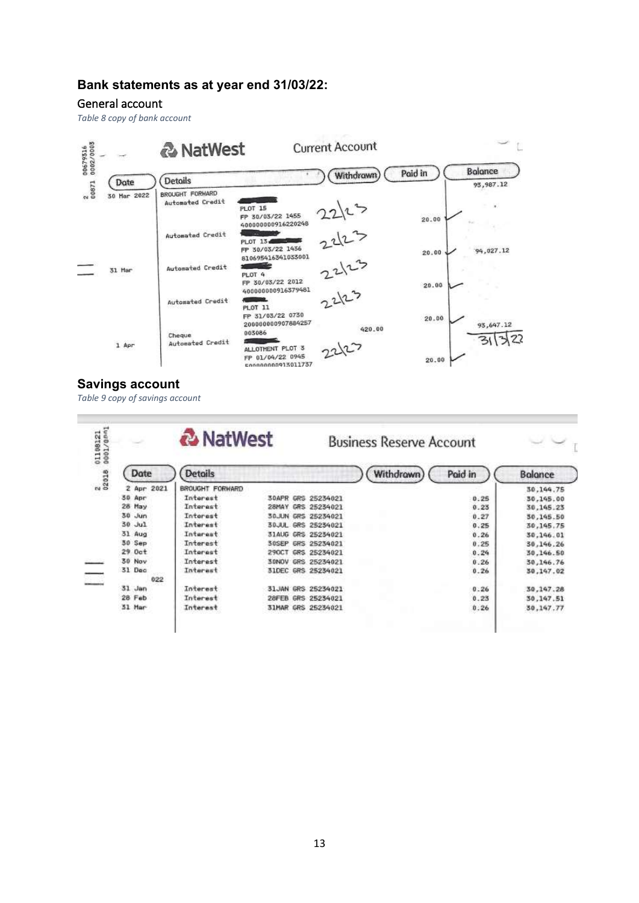## Bank statements as at year end 31/03/22:

### General account

*Table 8 copy of bank account*

**NatWest** — Current Account

| Date | Details | | Withdrawn | Paid in | Balance |
|---|---|---|---|---|---|
| 30 Mar 2022 | BROUGHT FORWARD | | | | 93,987.12 |
| | Automated Credit | PLOT 15 FP 30/03/22 1455 400000000916220248 | 22/23 | 20.00 | |
| | Automated Credit | PLOT 13 FP 30/03/22 1456 810695416341033001 | 22/23 | 20.00 | 94,027.12 |
| 31 Mar | Automated Credit | PLOT 4 FP 30/03/22 2012 400000000916379481 | 22/23 | 20.00 | |
| | Automated Credit | PLOT 11 FP 31/03/22 0730 200000000907884257 | 22/23 | 20.00 | |
| | Cheque | 003086 | 420.00 | | 93,647.12 |
| 1 Apr | Automated Credit | ALLOTMENT PLOT 3 FP 01/04/22 0945 500000000913011737 | 22/23 | 20.00 | 31/3/22 |

### Savings account

*Table 9 copy of savings account*

**NatWest** — Business Reserve Account

| Date | Details | | Withdrawn | Paid in | Balance |
|---|---|---|---|---|---|
| 2 Apr 2021 | BROUGHT FORWARD | | | | 30,144.75 |
| 30 Apr | Interest | 30APR GRS 25234021 | | 0.25 | 30,145.00 |
| 28 May | Interest | 28MAY GRS 25234021 | | 0.23 | 30,145.23 |
| 30 Jun | Interest | 30JUN GRS 25234021 | | 0.27 | 30,145.50 |
| 30 Jul | Interest | 30JUL GRS 25234021 | | 0.25 | 30,145.75 |
| 31 Aug | Interest | 31AUG GRS 25234021 | | 0.26 | 30,146.01 |
| 30 Sep | Interest | 30SEP GRS 25234021 | | 0.25 | 30,146.26 |
| 29 Oct | Interest | 29OCT GRS 25234021 | | 0.24 | 30,146.50 |
| 30 Nov | Interest | 30NOV GRS 25234021 | | 0.26 | 30,146.76 |
| 31 Dec | Interest | 31DEC GRS 25234021 | | 0.26 | 30,147.02 |
| 2022 | | | | | |
| 31 Jan | Interest | 31JAN GRS 25234021 | | 0.26 | 30,147.28 |
| 28 Feb | Interest | 28FEB GRS 25234021 | | 0.23 | 30,147.51 |
| 31 Mar | Interest | 31MAR GRS 25234021 | | 0.26 | 30,147.77 |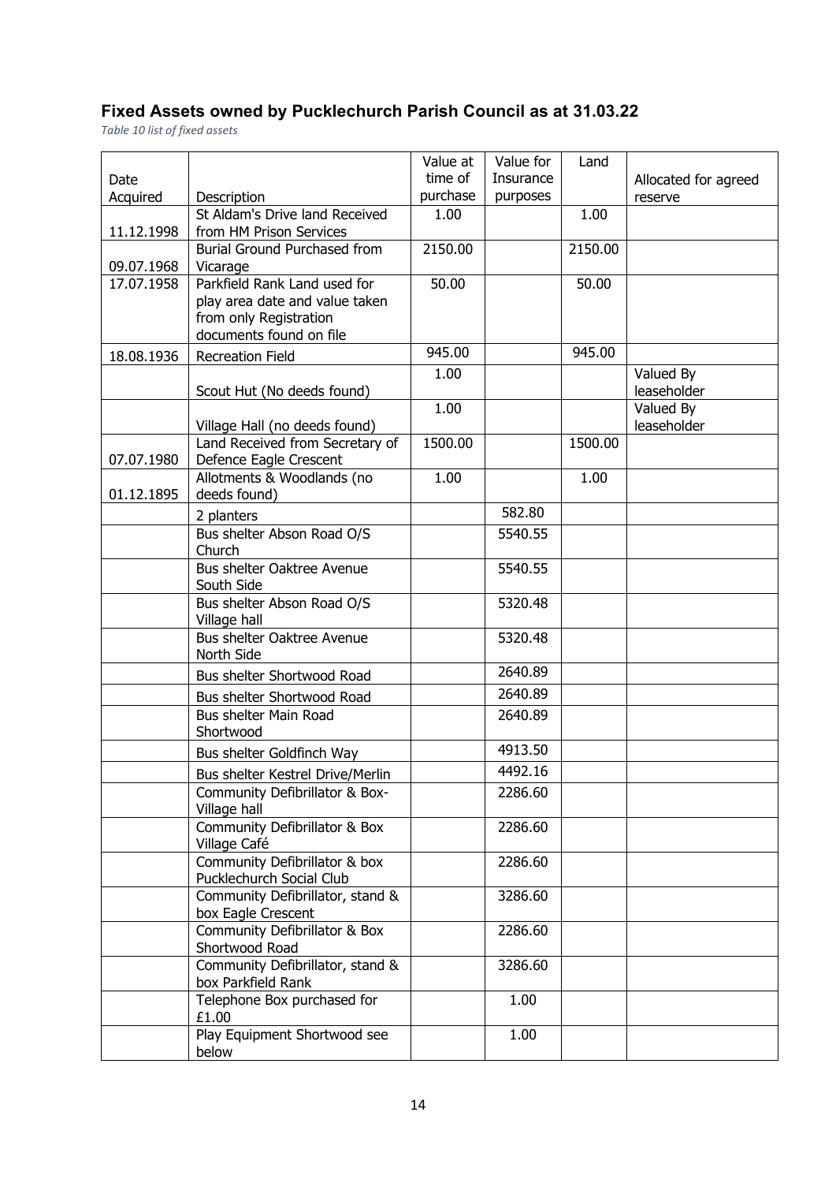## Fixed Assets owned by Pucklechurch Parish Council as at 31.03.22

*Table 10 list of fixed assets*

| Date Acquired | Description | Value at time of purchase | Value for Insurance purposes | Land | Allocated for agreed reserve |
|---|---|---|---|---|---|
| 11.12.1998 | St Aldam's Drive land Received from HM Prison Services | 1.00 | | 1.00 | |
| 09.07.1968 | Burial Ground Purchased from Vicarage | 2150.00 | | 2150.00 | |
| 17.07.1958 | Parkfield Rank Land used for play area date and value taken from only Registration documents found on file | 50.00 | | 50.00 | |
| 18.08.1936 | Recreation Field | 945.00 | | 945.00 | |
| | Scout Hut (No deeds found) | 1.00 | | | Valued By leaseholder |
| | Village Hall (no deeds found) | 1.00 | | | Valued By leaseholder |
| 07.07.1980 | Land Received from Secretary of Defence Eagle Crescent | 1500.00 | | 1500.00 | |
| 01.12.1895 | Allotments & Woodlands (no deeds found) | 1.00 | | 1.00 | |
| | 2 planters | | 582.80 | | |
| | Bus shelter Abson Road O/S Church | | 5540.55 | | |
| | Bus shelter Oaktree Avenue South Side | | 5540.55 | | |
| | Bus shelter Abson Road O/S Village hall | | 5320.48 | | |
| | Bus shelter Oaktree Avenue North Side | | 5320.48 | | |
| | Bus shelter Shortwood Road | | 2640.89 | | |
| | Bus shelter Shortwood Road | | 2640.89 | | |
| | Bus shelter Main Road Shortwood | | 2640.89 | | |
| | Bus shelter Goldfinch Way | | 4913.50 | | |
| | Bus shelter Kestrel Drive/Merlin | | 4492.16 | | |
| | Community Defibrillator & Box-Village hall | | 2286.60 | | |
| | Community Defibrillator & Box Village Café | | 2286.60 | | |
| | Community Defibrillator & box Pucklechurch Social Club | | 2286.60 | | |
| | Community Defibrillator, stand & box Eagle Crescent | | 3286.60 | | |
| | Community Defibrillator & Box Shortwood Road | | 2286.60 | | |
| | Community Defibrillator, stand & box Parkfield Rank | | 3286.60 | | |
| | Telephone Box purchased for £1.00 | | 1.00 | | |
| | Play Equipment Shortwood see below | | 1.00 | | |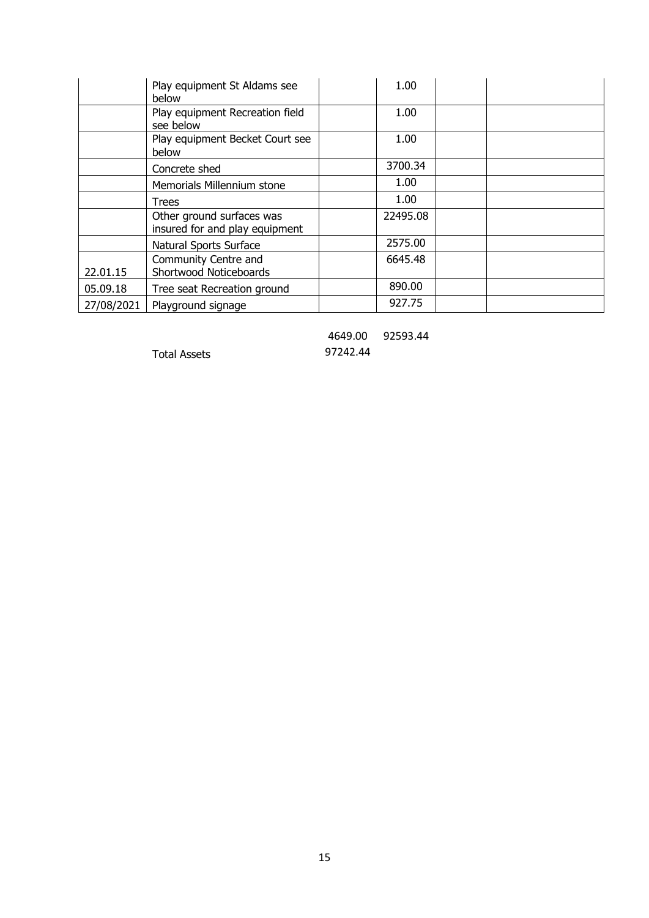| | | | | | |
|---|---|---|---|---|---|
| | Play equipment St Aldams see below | | 1.00 | | |
| | Play equipment Recreation field see below | | 1.00 | | |
| | Play equipment Becket Court see below | | 1.00 | | |
| | Concrete shed | | 3700.34 | | |
| | Memorials Millennium stone | | 1.00 | | |
| | Trees | | 1.00 | | |
| | Other ground surfaces was insured for and play equipment | | 22495.08 | | |
| | Natural Sports Surface | | 2575.00 | | |
| 22.01.15 | Community Centre and Shortwood Noticeboards | | 6645.48 | | |
| 05.09.18 | Tree seat Recreation ground | | 890.00 | | |
| 27/08/2021 | Playground signage | | 927.75 | | |

4649.00 92593.44

Total Assets 97242.44